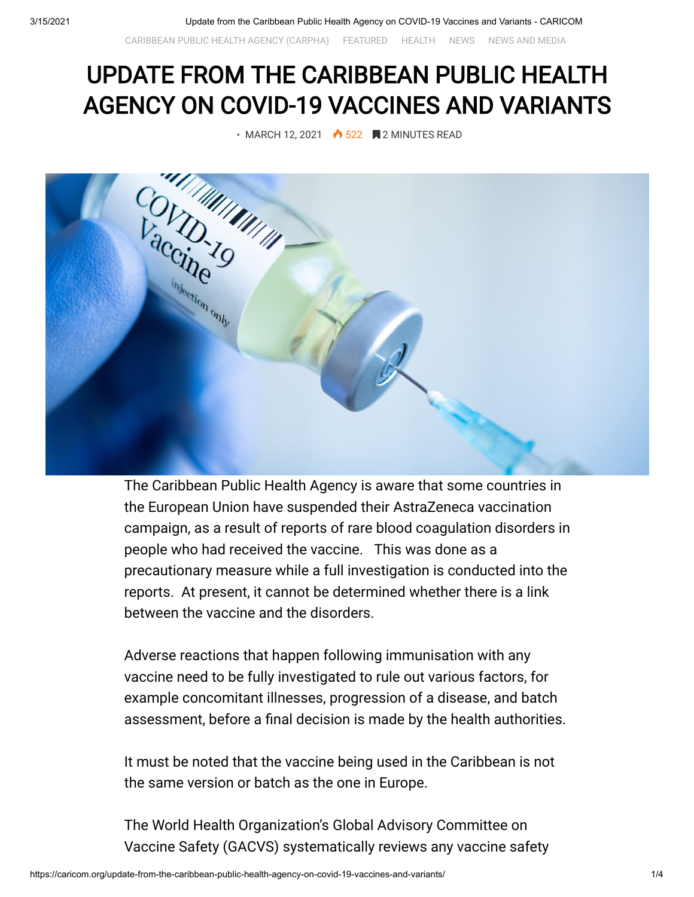CARIBBEAN PUBLIC HEALTH AGENCY (CARPHA) FEATURED HEALTH NEWS NEWS AND MEDIA

# UPDATE FROM THE CARIBBEAN PUBLIC HEALTH AGENCY ON COVID-19 VACCINES AND VARIANTS

• MARCH 12, 2021 522 2 MINUTES READ

The Caribbean Public Health Agency is aware that some countries in the European Union have suspended their AstraZeneca vaccination campaign, as a result of reports of rare blood coagulation disorders in people who had received the vaccine. This was done as a precautionary measure while a full investigation is conducted into the reports. At present, it cannot be determined whether there is a link between the vaccine and the disorders.

Adverse reactions that happen following immunisation with any vaccine need to be fully investigated to rule out various factors, for example concomitant illnesses, progression of a disease, and batch assessment, before a final decision is made by the health authorities.

It must be noted that the vaccine being used in the Caribbean is not the same version or batch as the one in Europe.

The World Health Organization's Global Advisory Committee on Vaccine Safety (GACVS) systematically reviews any vaccine safety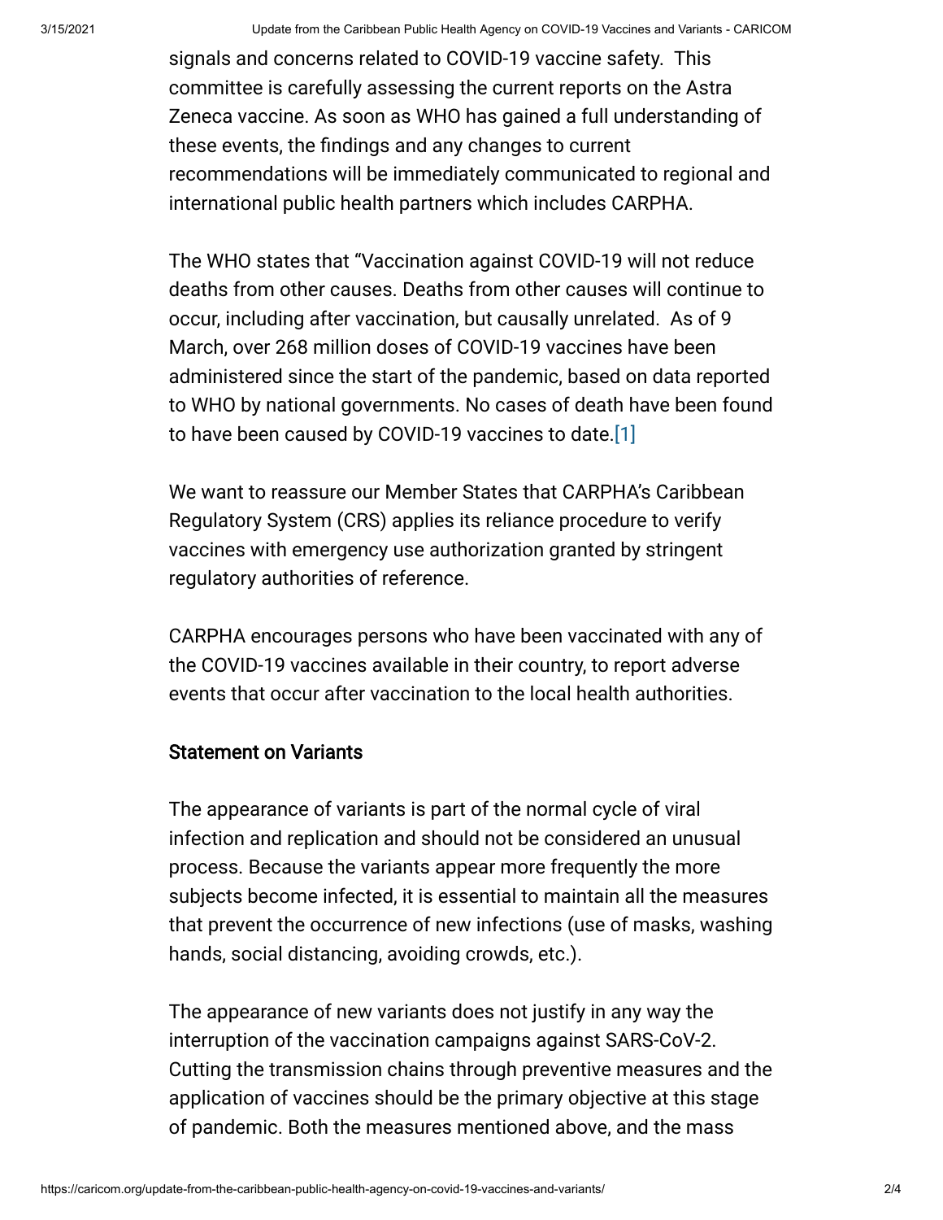signals and concerns related to COVID-19 vaccine safety. This committee is carefully assessing the current reports on the Astra Zeneca vaccine. As soon as WHO has gained a full understanding of these events, the findings and any changes to current recommendations will be immediately communicated to regional and international public health partners which includes CARPHA.

The WHO states that "Vaccination against COVID-19 will not reduce deaths from other causes. Deaths from other causes will continue to occur, including after vaccination, but causally unrelated. As of 9 March, over 268 million doses of COVID-19 vaccines have been administered since the start of the pandemic, based on data reported to WHO by national governments. No cases of death have been found to have been caused by COVID-19 vaccines to date.[1]

We want to reassure our Member States that CARPHA's Caribbean Regulatory System (CRS) applies its reliance procedure to verify vaccines with emergency use authorization granted by stringent regulatory authorities of reference.

CARPHA encourages persons who have been vaccinated with any of the COVID-19 vaccines available in their country, to report adverse events that occur after vaccination to the local health authorities.

### Statement on Variants

The appearance of variants is part of the normal cycle of viral infection and replication and should not be considered an unusual process. Because the variants appear more frequently the more subjects become infected, it is essential to maintain all the measures that prevent the occurrence of new infections (use of masks, washing hands, social distancing, avoiding crowds, etc.).

The appearance of new variants does not justify in any way the interruption of the vaccination campaigns against SARS-CoV-2. Cutting the transmission chains through preventive measures and the application of vaccines should be the primary objective at this stage of pandemic. Both the measures mentioned above, and the mass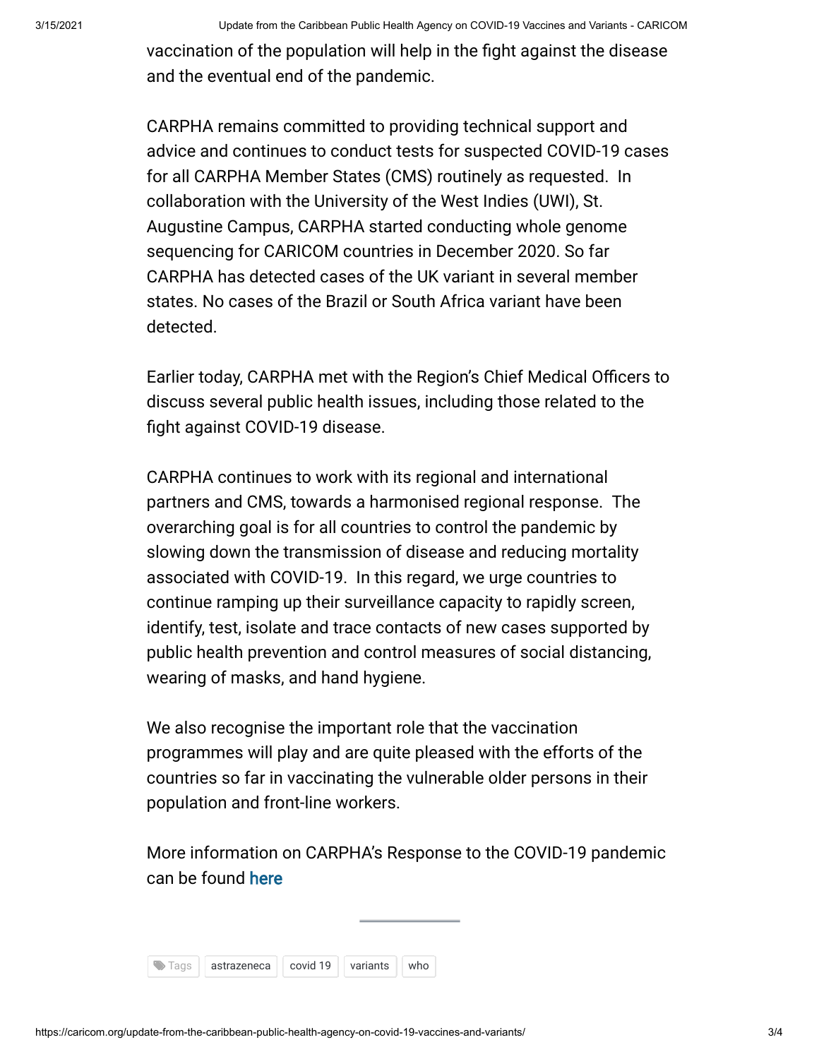vaccination of the population will help in the fight against the disease and the eventual end of the pandemic.

CARPHA remains committed to providing technical support and advice and continues to conduct tests for suspected COVID-19 cases for all CARPHA Member States (CMS) routinely as requested.  In collaboration with the University of the West Indies (UWI), St. Augustine Campus, CARPHA started conducting whole genome sequencing for CARICOM countries in December 2020. So far CARPHA has detected cases of the UK variant in several member states. No cases of the Brazil or South Africa variant have been detected.

Earlier today, CARPHA met with the Region's Chief Medical Officers to discuss several public health issues, including those related to the fight against COVID-19 disease.

CARPHA continues to work with its regional and international partners and CMS, towards a harmonised regional response.  The overarching goal is for all countries to control the pandemic by slowing down the transmission of disease and reducing mortality associated with COVID-19.  In this regard, we urge countries to continue ramping up their surveillance capacity to rapidly screen, identify, test, isolate and trace contacts of new cases supported by public health prevention and control measures of social distancing, wearing of masks, and hand hygiene.

We also recognise the important role that the vaccination programmes will play and are quite pleased with the efforts of the countries so far in vaccinating the vulnerable older persons in their population and front-line workers.

More information on CARPHA's Response to the COVID-19 pandemic can be found **here**

Tags: astrazeneca | covid 19 | variants | who